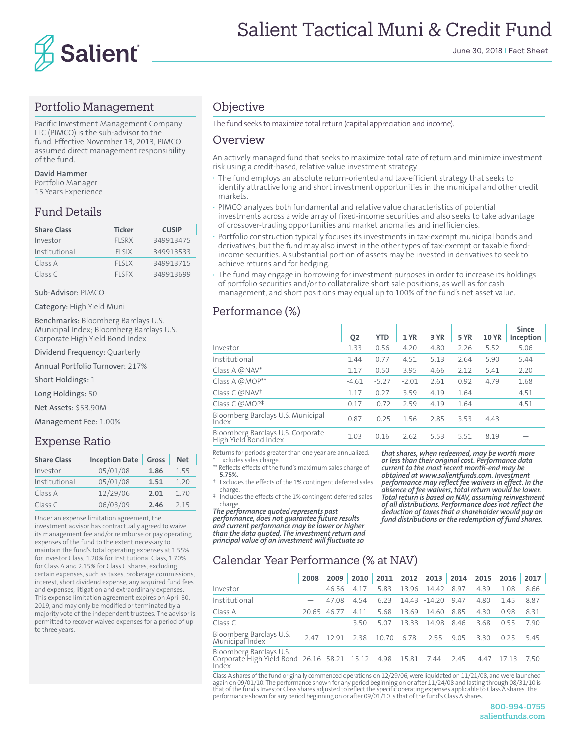# Salient Tactical Muni & Credit Fund

June 30, 2018 | Fact Sheet

## Portfolio Management

Pacific Investment Management Company LLC (PIMCO) is the sub-advisor to the fund. Effective November 13, 2013, PIMCO assumed direct management responsibility of the fund.

**David Hammer**
Portfolio Manager
15 Years Experience

## Fund Details

| Share Class | Ticker | CUSIP |
|---|---|---|
| Investor | FLSRX | 349913475 |
| Institutional | FLSIX | 349913533 |
| Class A | FLSLX | 349913715 |
| Class C | FLSFX | 349913699 |

Sub-Advisor: PIMCO

Category: High Yield Muni

Benchmarks: Bloomberg Barclays U.S. Municipal Index; Bloomberg Barclays U.S. Corporate High Yield Bond Index

Dividend Frequency: Quarterly

Annual Portfolio Turnover: 217%

Short Holdings: 1

Long Holdings: 50

Net Assets: $53.90M

Management Fee: 1.00%

## Expense Ratio

| Share Class | Inception Date | Gross | Net |
|---|---|---|---|
| Investor | 05/01/08 | **1.86** | 1.55 |
| Institutional | 05/01/08 | **1.51** | 1.20 |
| Class A | 12/29/06 | **2.01** | 1.70 |
| Class C | 06/03/09 | **2.46** | 2.15 |

Under an expense limitation agreement, the investment advisor has contractually agreed to waive its management fee and/or reimburse or pay operating expenses of the fund to the extent necessary to maintain the fund's total operating expenses at 1.55% for Investor Class, 1.20% for Institutional Class, 1.70% for Class A and 2.15% for Class C shares, excluding certain expenses, such as taxes, brokerage commissions, interest, short dividend expense, any acquired fund fees and expenses, litigation and extraordinary expenses. This expense limitation agreement expires on April 30, 2019, and may only be modified or terminated by a majority vote of the independent trustees. The advisor is permitted to recover waived expenses for a period of up to three years.

## Objective

The fund seeks to maximize total return (capital appreciation and income).

## Overview

An actively managed fund that seeks to maximize total rate of return and minimize investment risk using a credit-based, relative value investment strategy.

- The fund employs an absolute return-oriented and tax-efficient strategy that seeks to identify attractive long and short investment opportunities in the municipal and other credit markets.
- PIMCO analyzes both fundamental and relative value characteristics of potential investments across a wide array of fixed-income securities and also seeks to take advantage of crossover-trading opportunities and market anomalies and inefficiencies.
- Portfolio construction typically focuses its investments in tax-exempt municipal bonds and derivatives, but the fund may also invest in the other types of tax-exempt or taxable fixed-income securities. A substantial portion of assets may be invested in derivatives to seek to achieve returns and for hedging.
- The fund may engage in borrowing for investment purposes in order to increase its holdings of portfolio securities and/or to collateralize short sale positions, as well as for cash management, and short positions may equal up to 100% of the fund's net asset value.

## Performance (%)

| | Q2 | YTD | 1 YR | 3 YR | 5 YR | 10 YR | Since Inception |
|---|---|---|---|---|---|---|---|
| Investor | 1.33 | 0.56 | 4.20 | 4.80 | 2.26 | 5.52 | 5.06 |
| Institutional | 1.44 | 0.77 | 4.51 | 5.13 | 2.64 | 5.90 | 5.44 |
| Class A @NAV* | 1.17 | 0.50 | 3.95 | 4.66 | 2.12 | 5.41 | 2.20 |
| Class A @MOP** | -4.61 | -5.27 | -2.01 | 2.61 | 0.92 | 4.79 | 1.68 |
| Class C @NAV† | 1.17 | 0.27 | 3.59 | 4.19 | 1.64 | — | 4.51 |
| Class C @MOP‡ | 0.17 | -0.72 | 2.59 | 4.19 | 1.64 | — | 4.51 |
| Bloomberg Barclays U.S. Municipal Index | 0.87 | -0.25 | 1.56 | 2.85 | 3.53 | 4.43 | — |
| Bloomberg Barclays U.S. Corporate High Yield Bond Index | 1.03 | 0.16 | 2.62 | 5.53 | 5.51 | 8.19 | — |

Returns for periods greater than one year are annualized.
\* Excludes sales charge.
** Reflects effects of the fund's maximum sales charge of **5.75%.**
† Excludes the effects of the 1% contingent deferred sales charge.
‡ Includes the effects of the 1% contingent deferred sales charge.

***The performance quoted represents past performance, does not guarantee future results and current performance may be lower or higher than the data quoted. The investment return and principal value of an investment will fluctuate so that shares, when redeemed, may be worth more or less than their original cost. Performance data current to the most recent month-end may be obtained at www.salientfunds.com. Investment performance may reflect fee waivers in effect. In the absence of fee waivers, total return would be lower. Total return is based on NAV, assuming reinvestment of all distributions. Performance does not reflect the deduction of taxes that a shareholder would pay on fund distributions or the redemption of fund shares.***

## Calendar Year Performance (% at NAV)

| | 2008 | 2009 | 2010 | 2011 | 2012 | 2013 | 2014 | 2015 | 2016 | 2017 |
|---|---|---|---|---|---|---|---|---|---|---|
| Investor | — | 46.56 | 4.17 | 5.83 | 13.96 | -14.42 | 8.97 | 4.39 | 1.08 | 8.66 |
| Institutional | — | 47.08 | 4.54 | 6.23 | 14.43 | -14.20 | 9.47 | 4.80 | 1.45 | 8.87 |
| Class A | -20.65 | 46.77 | 4.11 | 5.68 | 13.69 | -14.60 | 8.85 | 4.30 | 0.98 | 8.31 |
| Class C | — | — | 3.50 | 5.07 | 13.33 | -14.98 | 8.46 | 3.68 | 0.55 | 7.90 |
| Bloomberg Barclays U.S. Municipal Index | -2.47 | 12.91 | 2.38 | 10.70 | 6.78 | -2.55 | 9.05 | 3.30 | 0.25 | 5.45 |
| Bloomberg Barclays U.S. Corporate High Yield Bond Index | -26.16 | 58.21 | 15.12 | 4.98 | 15.81 | 7.44 | 2.45 | -4.47 | 17.13 | 7.50 |

Class A shares of the fund originally commenced operations on 12/29/06, were liquidated on 11/21/08, and were launched again on 09/01/10. The performance shown for any period beginning on or after 11/24/08 and lasting through 08/31/10 is that of the fund's Investor Class shares adjusted to reflect the specific operating expenses applicable to Class A shares. The performance shown for any period beginning on or after 09/01/10 is that of the fund's Class A shares.

800-994-0755
salientfunds.com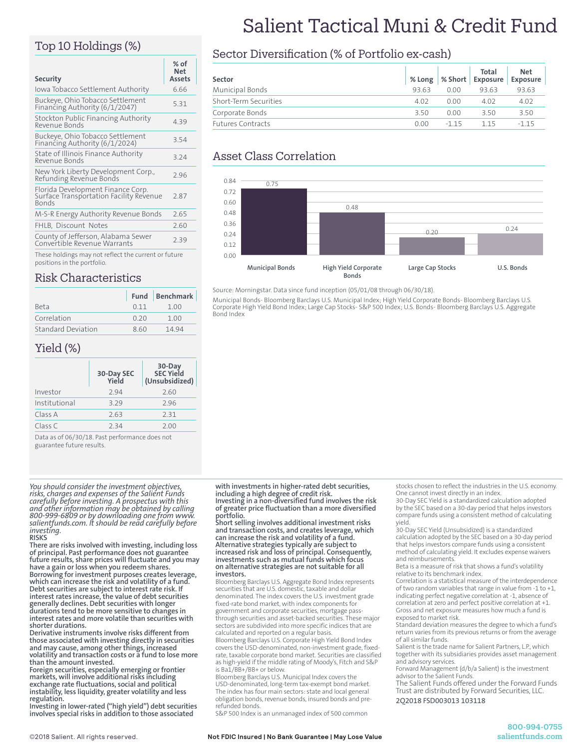# Salient Tactical Muni & Credit Fund

## Top 10 Holdings (%)

| Security | % of Net Assets |
|---|---|
| Iowa Tobacco Settlement Authority | 6.66 |
| Buckeye, Ohio Tobacco Settlement Financing Authority (6/1/2047) | 5.31 |
| Stockton Public Financing Authority Revenue Bonds | 4.39 |
| Buckeye, Ohio Tobacco Settlement Financing Authority (6/1/2024) | 3.54 |
| State of Illinois Finance Authority Revenue Bonds | 3.24 |
| New York Liberty Development Corp., Refunding Revenue Bonds | 2.96 |
| Florida Development Finance Corp. Surface Transportation Facility Revenue Bonds | 2.87 |
| M-S-R Energy Authority Revenue Bonds | 2.65 |
| FHLB, Discount Notes | 2.60 |
| County of Jefferson, Alabama Sewer Convertible Revenue Warrants | 2.39 |

These holdings may not reflect the current or future positions in the portfolio.

## Risk Characteristics

| | Fund | Benchmark |
|---|---|---|
| Beta | 0.11 | 1.00 |
| Correlation | 0.20 | 1.00 |
| Standard Deviation | 8.60 | 14.94 |

## Yield (%)

| | 30-Day SEC Yield | 30-Day SEC Yield (Unsubsidized) |
|---|---|---|
| Investor | 2.94 | 2.60 |
| Institutional | 3.29 | 2.96 |
| Class A | 2.63 | 2.31 |
| Class C | 2.34 | 2.00 |

Data as of 06/30/18. Past performance does not guarantee future results.

## Sector Diversification (% of Portfolio ex-cash)

| Sector | % Long | % Short | Total Exposure | Net Exposure |
|---|---|---|---|---|
| Municipal Bonds | 93.63 | 0.00 | 93.63 | 93.63 |
| Short-Term Securities | 4.02 | 0.00 | 4.02 | 4.02 |
| Corporate Bonds | 3.50 | 0.00 | 3.50 | 3.50 |
| Futures Contracts | 0.00 | -1.15 | 1.15 | -1.15 |

## Asset Class Correlation

0.84
0.72
0.60
0.48
0.36
0.24
0.12
0.00

Municipal Bonds 0.75
High Yield Corporate Bonds 0.48
Large Cap Stocks 0.20
U.S. Bonds 0.24

Source: Morningstar. Data since fund inception (05/01/08 through 06/30/18).

Municipal Bonds- Bloomberg Barclays U.S. Municipal Index; High Yield Corporate Bonds- Bloomberg Barclays U.S. Corporate High Yield Bond Index; Large Cap Stocks- S&P 500 Index; U.S. Bonds- Bloomberg Barclays U.S. Aggregate Bond Index

*You should consider the investment objectives, risks, charges and expenses of the Salient Funds carefully before investing. A prospectus with this and other information may be obtained by calling 800-999-6809 or by downloading one from www.salientfunds.com. It should be read carefully before investing.*

**RISKS**

**There are risks involved with investing, including loss of principal. Past performance does not guarantee future results, share prices will fluctuate and you may have a gain or loss when you redeem shares.**

**Borrowing for investment purposes creates leverage, which can increase the risk and volatility of a fund.**

**Debt securities are subject to interest rate risk. If interest rates increase, the value of debt securities generally declines. Debt securities with longer durations tend to be more sensitive to changes in interest rates and more volatile than securities with shorter durations.**

**Derivative instruments involve risks different from those associated with investing directly in securities and may cause, among other things, increased volatility and transaction costs or a fund to lose more than the amount invested.**

**Foreign securities, especially emerging or frontier markets, will involve additional risks including exchange rate fluctuations, social and political instability, less liquidity, greater volatility and less regulation.**

**Investing in lower-rated ("high yield") debt securities involves special risks in addition to those associated with investments in higher-rated debt securities, including a high degree of credit risk.**

**Investing in a non-diversified fund involves the risk of greater price fluctuation than a more diversified portfolio.**

**Short selling involves additional investment risks and transaction costs, and creates leverage, which can increase the risk and volatility of a fund.**

**Alternative strategies typically are subject to increased risk and loss of principal. Consequently, investments such as mutual funds which focus on alternative strategies are not suitable for all investors.**

Bloomberg Barclays U.S. Aggregate Bond Index represents securities that are U.S. domestic, taxable and dollar denominated. The index covers the U.S. investment grade fixed-rate bond market, with index components for government and corporate securities, mortgage pass-through securities and asset-backed securities. These major sectors are subdivided into more specific indices that are calculated and reported on a regular basis.

Bloomberg Barclays U.S. Corporate High Yield Bond Index covers the USD-denominated, non-investment grade, fixed-rate, taxable corporate bond market. Securities are classified as high-yield if the middle rating of Moody's, Fitch and S&P is Ba1/BB+/BB+ or below.

Bloomberg Barclays U.S. Municipal Index covers the USD-denominated, long-term tax-exempt bond market. The index has four main sectors: state and local general obligation bonds, revenue bonds, insured bonds and pre-refunded bonds.

S&P 500 Index is an unmanaged index of 500 common stocks chosen to reflect the industries in the U.S. economy. One cannot invest directly in an index.

30-Day SEC Yield is a standardized calculation adopted by the SEC based on a 30-day period that helps investors compare funds using a consistent method of calculating yield.

30-Day SEC Yield (Unsubsidized) is a standardized calculation adopted by the SEC based on a 30-day period that helps investors compare funds using a consistent method of calculating yield. It excludes expense waivers and reimbursements.

Beta is a measure of risk that shows a fund's volatility relative to its benchmark index.

Correlation is a statistical measure of the interdependence of two random variables that range in value from -1 to +1, indicating perfect negative correlation at -1, absence of correlation at zero and perfect positive correlation at +1.

Gross and net exposure measures how much a fund is exposed to market risk.

Standard deviation measures the degree to which a fund's return varies from its previous returns or from the average of all similar funds.

Salient is the trade name for Salient Partners, L.P., which together with its subsidiaries provides asset management and advisory services.

Forward Management (d/b/a Salient) is the investment advisor to the Salient Funds.

The Salient Funds offered under the Forward Funds Trust are distributed by Forward Securities, LLC.

2Q2018 FSD003013 103118

©2018 Salient. All rights reserved.

**Not FDIC Insured | No Bank Guarantee | May Lose Value**

800-994-0755
salientfunds.com